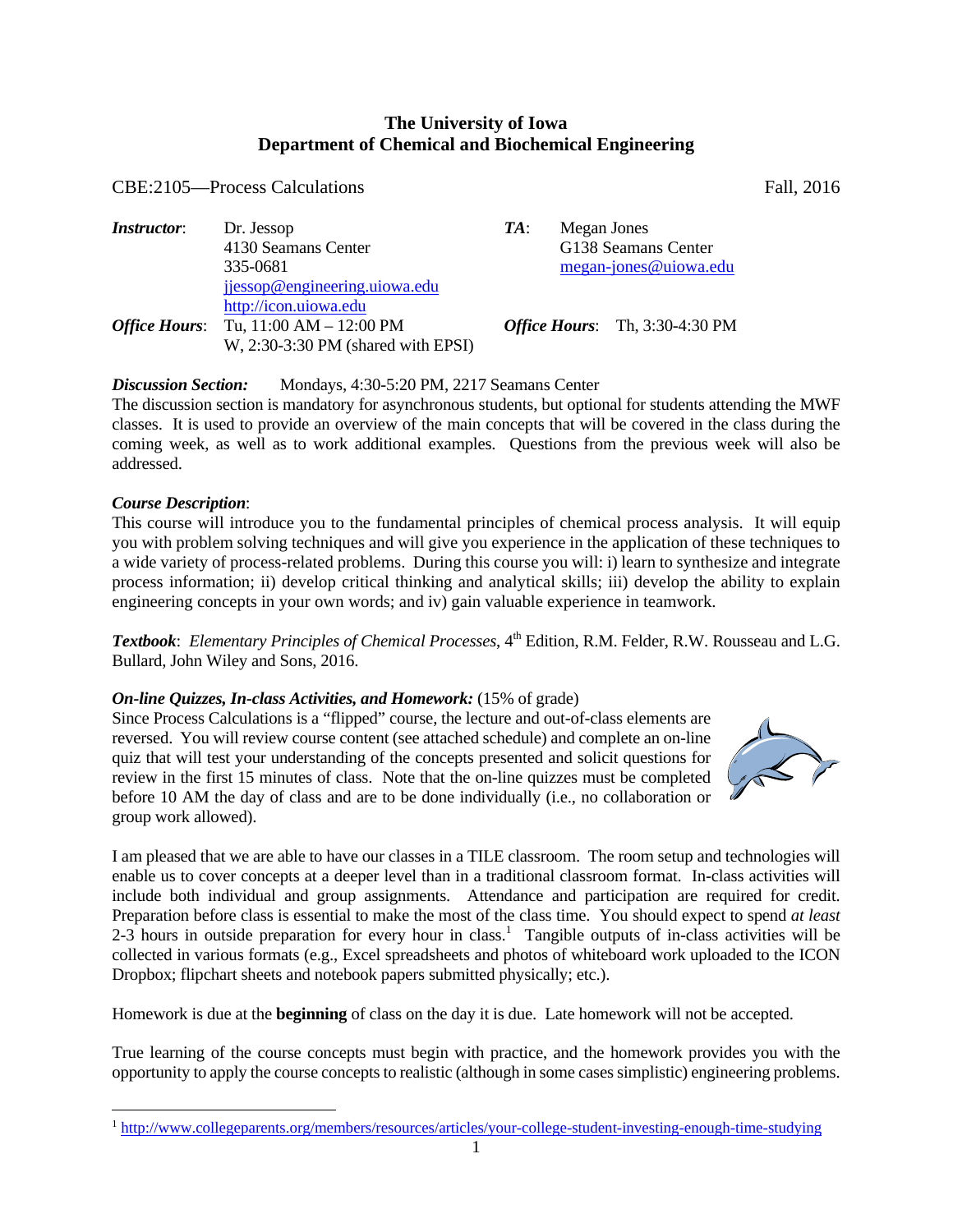# The University of Iowa
## Department of Chemical and Biochemical Engineering

CBE:2105—Process Calculations Fall, 2016

| | | | |
|---|---|---|---|
| ***Instructor***: | Dr. Jessop<br>4130 Seamans Center<br>335-0681<br>jjessop@engineering.uiowa.edu<br>http://icon.uiowa.edu | ***TA***: | Megan Jones<br>G138 Seamans Center<br>megan-jones@uiowa.edu |
| ***Office Hours***: | Tu, 11:00 AM – 12:00 PM<br>W, 2:30-3:30 PM (shared with EPSI) | ***Office Hours***: | Th, 3:30-4:30 PM |

***Discussion Section:*** Mondays, 4:30-5:20 PM, 2217 Seamans Center
The discussion section is mandatory for asynchronous students, but optional for students attending the MWF classes. It is used to provide an overview of the main concepts that will be covered in the class during the coming week, as well as to work additional examples. Questions from the previous week will also be addressed.

***Course Description***:
This course will introduce you to the fundamental principles of chemical process analysis. It will equip you with problem solving techniques and will give you experience in the application of these techniques to a wide variety of process-related problems. During this course you will: i) learn to synthesize and integrate process information; ii) develop critical thinking and analytical skills; iii) develop the ability to explain engineering concepts in your own words; and iv) gain valuable experience in teamwork.

***Textbook***: *Elementary Principles of Chemical Processes*, 4th Edition, R.M. Felder, R.W. Rousseau and L.G. Bullard, John Wiley and Sons, 2016.

***On-line Quizzes, In-class Activities, and Homework:*** (15% of grade)
Since Process Calculations is a "flipped" course, the lecture and out-of-class elements are reversed. You will review course content (see attached schedule) and complete an on-line quiz that will test your understanding of the concepts presented and solicit questions for review in the first 15 minutes of class. Note that the on-line quizzes must be completed before 10 AM the day of class and are to be done individually (i.e., no collaboration or group work allowed).

I am pleased that we are able to have our classes in a TILE classroom. The room setup and technologies will enable us to cover concepts at a deeper level than in a traditional classroom format. In-class activities will include both individual and group assignments. Attendance and participation are required for credit. Preparation before class is essential to make the most of the class time. You should expect to spend *at least* 2-3 hours in outside preparation for every hour in class.[1] Tangible outputs of in-class activities will be collected in various formats (e.g., Excel spreadsheets and photos of whiteboard work uploaded to the ICON Dropbox; flipchart sheets and notebook papers submitted physically; etc.).

Homework is due at the **beginning** of class on the day it is due. Late homework will not be accepted.

True learning of the course concepts must begin with practice, and the homework provides you with the opportunity to apply the course concepts to realistic (although in some cases simplistic) engineering problems.

---

[1] http://www.collegeparents.org/members/resources/articles/your-college-student-investing-enough-time-studying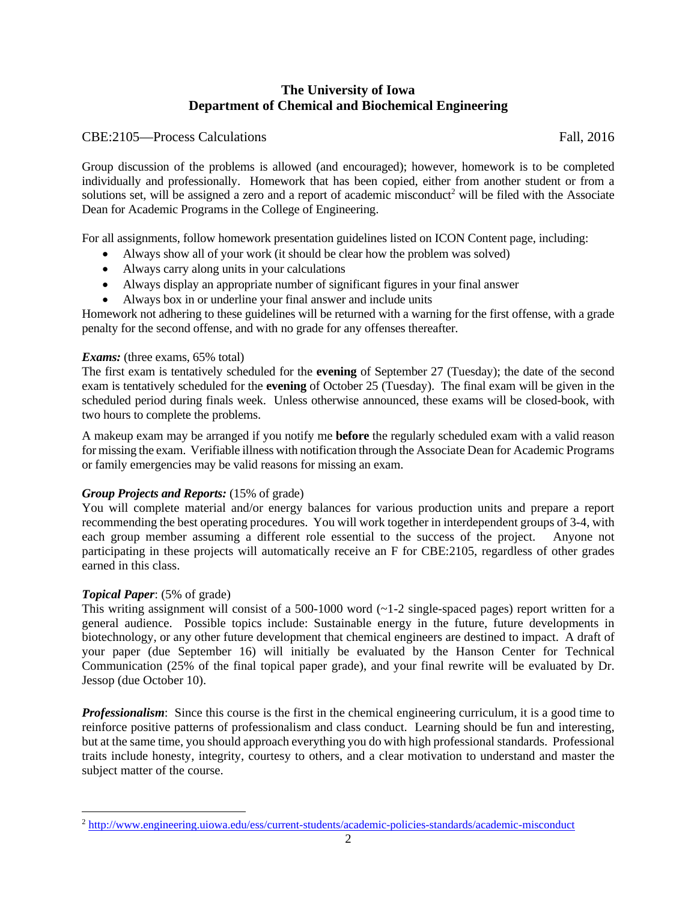**The University of Iowa**
**Department of Chemical and Biochemical Engineering**

CBE:2105—Process Calculations Fall, 2016

Group discussion of the problems is allowed (and encouraged); however, homework is to be completed individually and professionally. Homework that has been copied, either from another student or from a solutions set, will be assigned a zero and a report of academic misconduct[2] will be filed with the Associate Dean for Academic Programs in the College of Engineering.

For all assignments, follow homework presentation guidelines listed on ICON Content page, including:

- Always show all of your work (it should be clear how the problem was solved)
- Always carry along units in your calculations
- Always display an appropriate number of significant figures in your final answer
- Always box in or underline your final answer and include units

Homework not adhering to these guidelines will be returned with a warning for the first offense, with a grade penalty for the second offense, and with no grade for any offenses thereafter.

***Exams:*** (three exams, 65% total)
The first exam is tentatively scheduled for the **evening** of September 27 (Tuesday); the date of the second exam is tentatively scheduled for the **evening** of October 25 (Tuesday). The final exam will be given in the scheduled period during finals week. Unless otherwise announced, these exams will be closed-book, with two hours to complete the problems.

A makeup exam may be arranged if you notify me **before** the regularly scheduled exam with a valid reason for missing the exam. Verifiable illness with notification through the Associate Dean for Academic Programs or family emergencies may be valid reasons for missing an exam.

***Group Projects and Reports:*** (15% of grade)
You will complete material and/or energy balances for various production units and prepare a report recommending the best operating procedures. You will work together in interdependent groups of 3-4, with each group member assuming a different role essential to the success of the project. Anyone not participating in these projects will automatically receive an F for CBE:2105, regardless of other grades earned in this class.

***Topical Paper***: (5% of grade)
This writing assignment will consist of a 500-1000 word (~1-2 single-spaced pages) report written for a general audience. Possible topics include: Sustainable energy in the future, future developments in biotechnology, or any other future development that chemical engineers are destined to impact. A draft of your paper (due September 16) will initially be evaluated by the Hanson Center for Technical Communication (25% of the final topical paper grade), and your final rewrite will be evaluated by Dr. Jessop (due October 10).

***Professionalism***: Since this course is the first in the chemical engineering curriculum, it is a good time to reinforce positive patterns of professionalism and class conduct. Learning should be fun and interesting, but at the same time, you should approach everything you do with high professional standards. Professional traits include honesty, integrity, courtesy to others, and a clear motivation to understand and master the subject matter of the course.

---

[2] http://www.engineering.uiowa.edu/ess/current-students/academic-policies-standards/academic-misconduct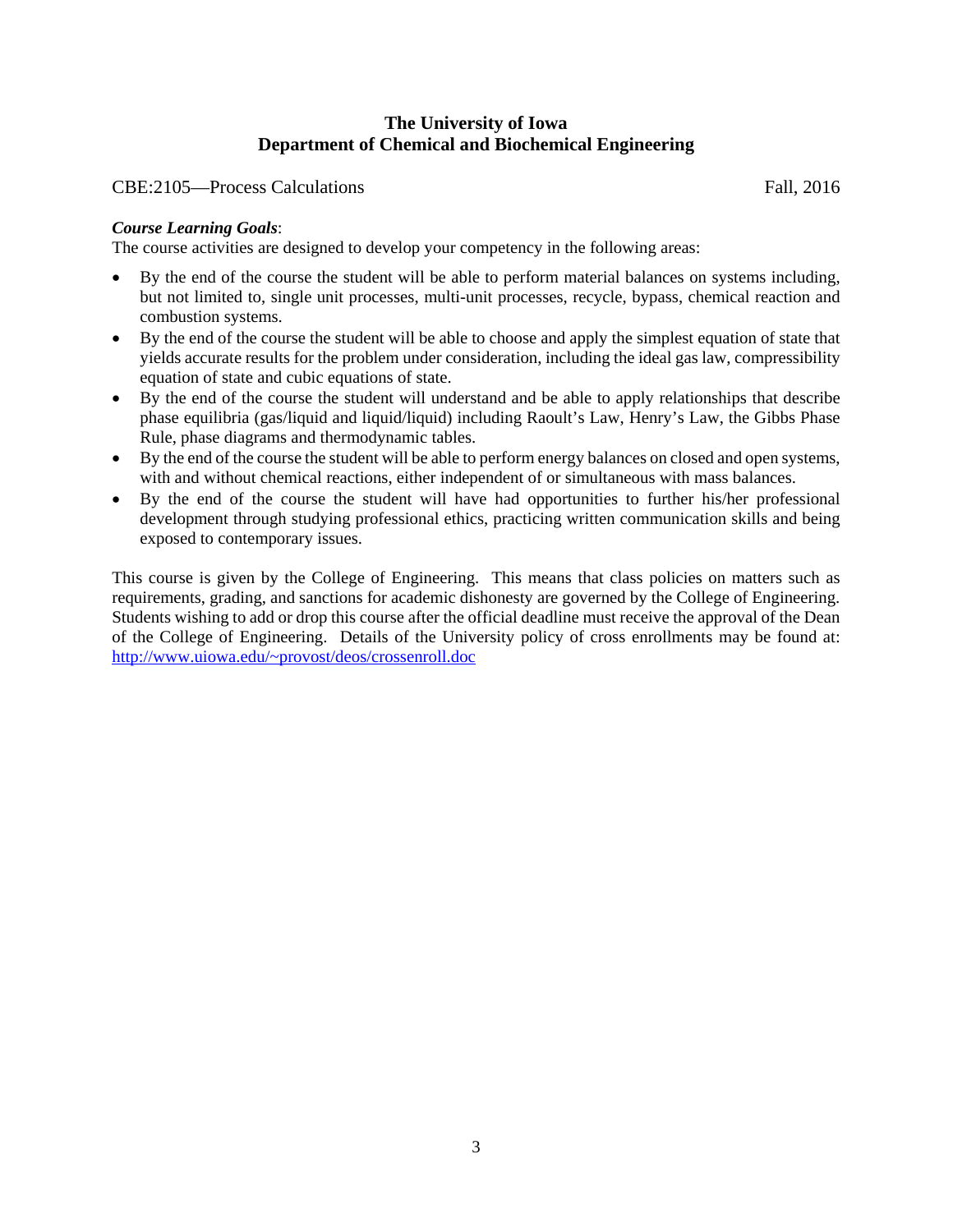**The University of Iowa**
**Department of Chemical and Biochemical Engineering**

CBE:2105—Process Calculations Fall, 2016

***Course Learning Goals***:
The course activities are designed to develop your competency in the following areas:

- By the end of the course the student will be able to perform material balances on systems including, but not limited to, single unit processes, multi-unit processes, recycle, bypass, chemical reaction and combustion systems.
- By the end of the course the student will be able to choose and apply the simplest equation of state that yields accurate results for the problem under consideration, including the ideal gas law, compressibility equation of state and cubic equations of state.
- By the end of the course the student will understand and be able to apply relationships that describe phase equilibria (gas/liquid and liquid/liquid) including Raoult's Law, Henry's Law, the Gibbs Phase Rule, phase diagrams and thermodynamic tables.
- By the end of the course the student will be able to perform energy balances on closed and open systems, with and without chemical reactions, either independent of or simultaneous with mass balances.
- By the end of the course the student will have had opportunities to further his/her professional development through studying professional ethics, practicing written communication skills and being exposed to contemporary issues.

This course is given by the College of Engineering. This means that class policies on matters such as requirements, grading, and sanctions for academic dishonesty are governed by the College of Engineering. Students wishing to add or drop this course after the official deadline must receive the approval of the Dean of the College of Engineering. Details of the University policy of cross enrollments may be found at: [http://www.uiowa.edu/~provost/deos/crossenroll.doc](http://www.uiowa.edu/~provost/deos/crossenroll.doc)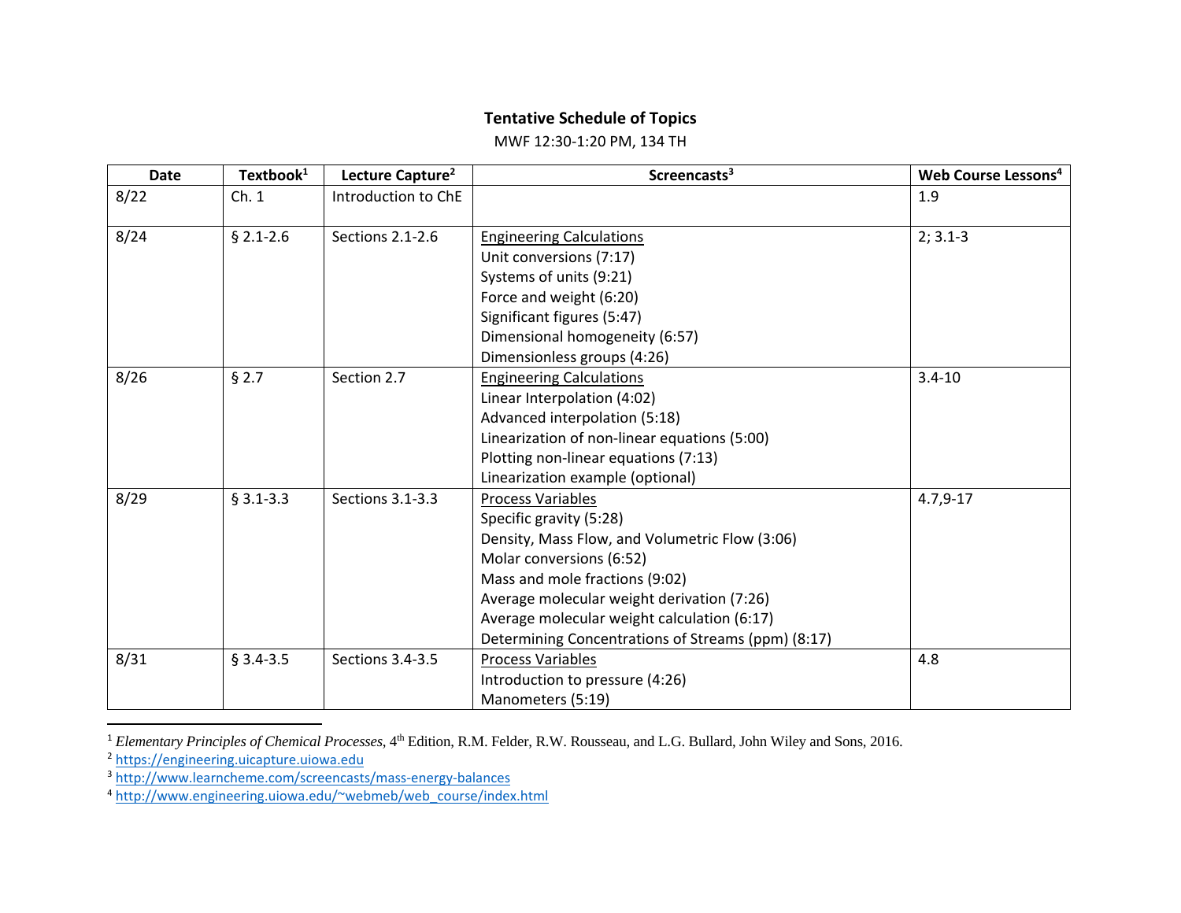## Tentative Schedule of Topics

MWF 12:30-1:20 PM, 134 TH

| Date | Textbook[1] | Lecture Capture[2] | Screencasts[3] | Web Course Lessons[4] |
|---|---|---|---|---|
| 8/22 | Ch. 1 | Introduction to ChE | | 1.9 |
| 8/24 | § 2.1-2.6 | Sections 2.1-2.6 | Engineering Calculations<br>Unit conversions (7:17)<br>Systems of units (9:21)<br>Force and weight (6:20)<br>Significant figures (5:47)<br>Dimensional homogeneity (6:57)<br>Dimensionless groups (4:26) | 2; 3.1-3 |
| 8/26 | § 2.7 | Section 2.7 | Engineering Calculations<br>Linear Interpolation (4:02)<br>Advanced interpolation (5:18)<br>Linearization of non-linear equations (5:00)<br>Plotting non-linear equations (7:13)<br>Linearization example (optional) | 3.4-10 |
| 8/29 | § 3.1-3.3 | Sections 3.1-3.3 | Process Variables<br>Specific gravity (5:28)<br>Density, Mass Flow, and Volumetric Flow (3:06)<br>Molar conversions (6:52)<br>Mass and mole fractions (9:02)<br>Average molecular weight derivation (7:26)<br>Average molecular weight calculation (6:17)<br>Determining Concentrations of Streams (ppm) (8:17) | 4.7,9-17 |
| 8/31 | § 3.4-3.5 | Sections 3.4-3.5 | Process Variables<br>Introduction to pressure (4:26)<br>Manometers (5:19) | 4.8 |

[1] *Elementary Principles of Chemical Processes*, 4th Edition, R.M. Felder, R.W. Rousseau, and L.G. Bullard, John Wiley and Sons, 2016.

[2] https://engineering.uicapture.uiowa.edu

[3] http://www.learncheme.com/screencasts/mass-energy-balances

[4] http://www.engineering.uiowa.edu/~webmeb/web_course/index.html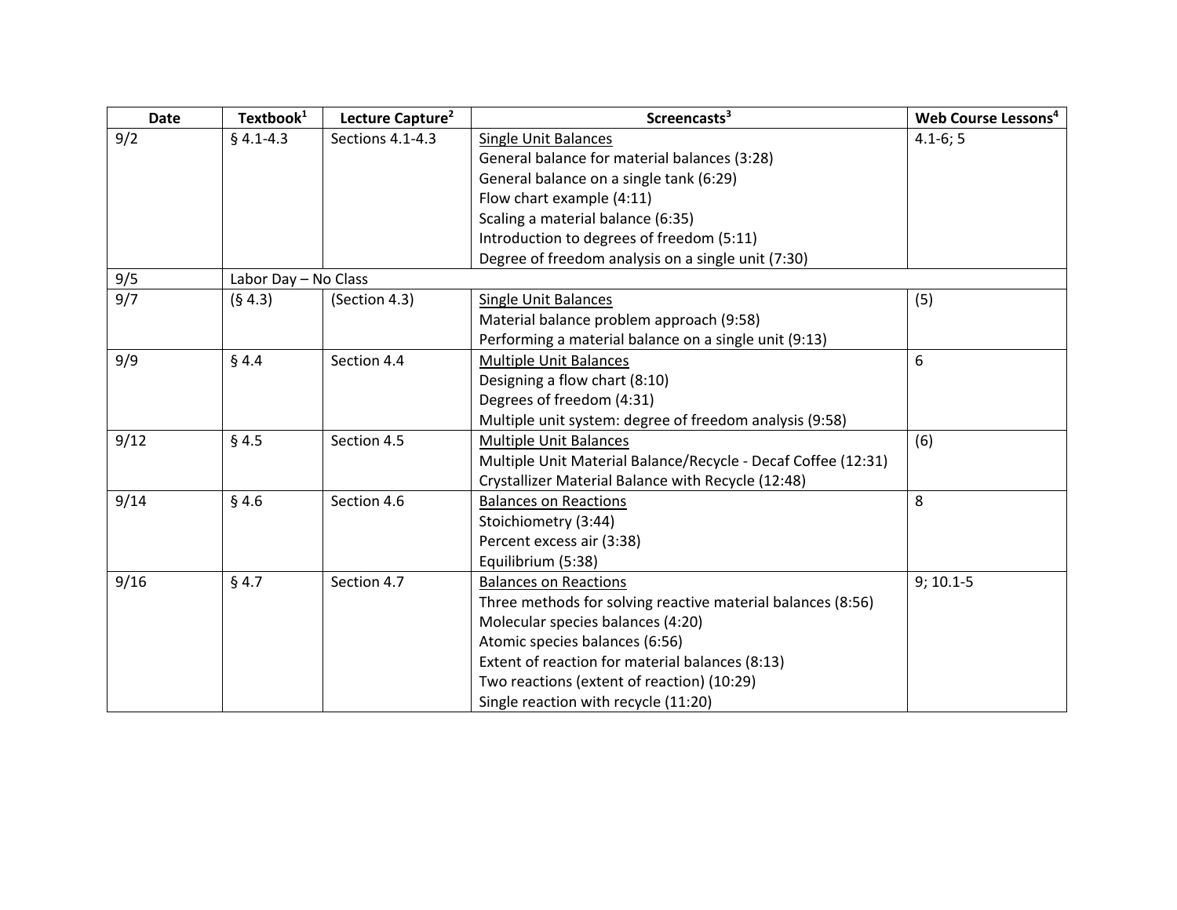| Date | Textbook[1] | Lecture Capture[2] | Screencasts[3] | Web Course Lessons[4] |
|---|---|---|---|---|
| 9/2 | § 4.1-4.3 | Sections 4.1-4.3 | Single Unit Balances<br>General balance for material balances (3:28)<br>General balance on a single tank (6:29)<br>Flow chart example (4:11)<br>Scaling a material balance (6:35)<br>Introduction to degrees of freedom (5:11)<br>Degree of freedom analysis on a single unit (7:30) | 4.1-6; 5 |
| 9/5 | Labor Day – No Class | | | |
| 9/7 | (§ 4.3) | (Section 4.3) | Single Unit Balances<br>Material balance problem approach (9:58)<br>Performing a material balance on a single unit (9:13) | (5) |
| 9/9 | § 4.4 | Section 4.4 | Multiple Unit Balances<br>Designing a flow chart (8:10)<br>Degrees of freedom (4:31)<br>Multiple unit system: degree of freedom analysis (9:58) | 6 |
| 9/12 | § 4.5 | Section 4.5 | Multiple Unit Balances<br>Multiple Unit Material Balance/Recycle - Decaf Coffee (12:31)<br>Crystallizer Material Balance with Recycle (12:48) | (6) |
| 9/14 | § 4.6 | Section 4.6 | Balances on Reactions<br>Stoichiometry (3:44)<br>Percent excess air (3:38)<br>Equilibrium (5:38) | 8 |
| 9/16 | § 4.7 | Section 4.7 | Balances on Reactions<br>Three methods for solving reactive material balances (8:56)<br>Molecular species balances (4:20)<br>Atomic species balances (6:56)<br>Extent of reaction for material balances (8:13)<br>Two reactions (extent of reaction) (10:29)<br>Single reaction with recycle (11:20) | 9; 10.1-5 |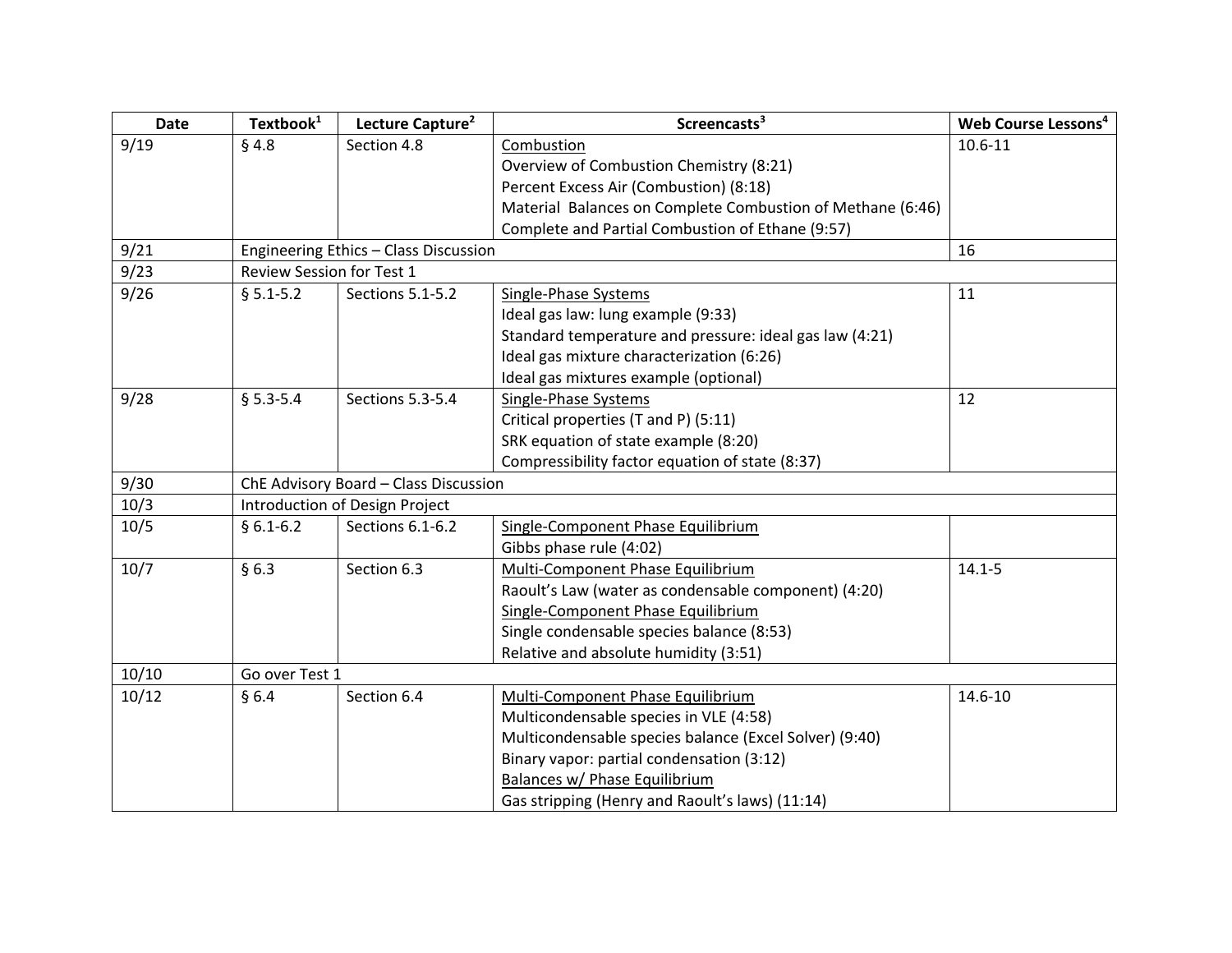| Date | Textbook[1] | Lecture Capture[2] | Screencasts[3] | Web Course Lessons[4] |
|---|---|---|---|---|
| 9/19 | § 4.8 | Section 4.8 | Combustion<br>Overview of Combustion Chemistry (8:21)<br>Percent Excess Air (Combustion) (8:18)<br>Material Balances on Complete Combustion of Methane (6:46)<br>Complete and Partial Combustion of Ethane (9:57) | 10.6-11 |
| 9/21 | Engineering Ethics – Class Discussion | | | 16 |
| 9/23 | Review Session for Test 1 | | | |
| 9/26 | § 5.1-5.2 | Sections 5.1-5.2 | Single-Phase Systems<br>Ideal gas law: lung example (9:33)<br>Standard temperature and pressure: ideal gas law (4:21)<br>Ideal gas mixture characterization (6:26)<br>Ideal gas mixtures example (optional) | 11 |
| 9/28 | § 5.3-5.4 | Sections 5.3-5.4 | Single-Phase Systems<br>Critical properties (T and P) (5:11)<br>SRK equation of state example (8:20)<br>Compressibility factor equation of state (8:37) | 12 |
| 9/30 | ChE Advisory Board – Class Discussion | | | |
| 10/3 | Introduction of Design Project | | | |
| 10/5 | § 6.1-6.2 | Sections 6.1-6.2 | Single-Component Phase Equilibrium<br>Gibbs phase rule (4:02) | |
| 10/7 | § 6.3 | Section 6.3 | Multi-Component Phase Equilibrium<br>Raoult's Law (water as condensable component) (4:20)<br>Single-Component Phase Equilibrium<br>Single condensable species balance (8:53)<br>Relative and absolute humidity (3:51) | 14.1-5 |
| 10/10 | Go over Test 1 | | | |
| 10/12 | § 6.4 | Section 6.4 | Multi-Component Phase Equilibrium<br>Multicondensable species in VLE (4:58)<br>Multicondensable species balance (Excel Solver) (9:40)<br>Binary vapor: partial condensation (3:12)<br>Balances w/ Phase Equilibrium<br>Gas stripping (Henry and Raoult's laws) (11:14) | 14.6-10 |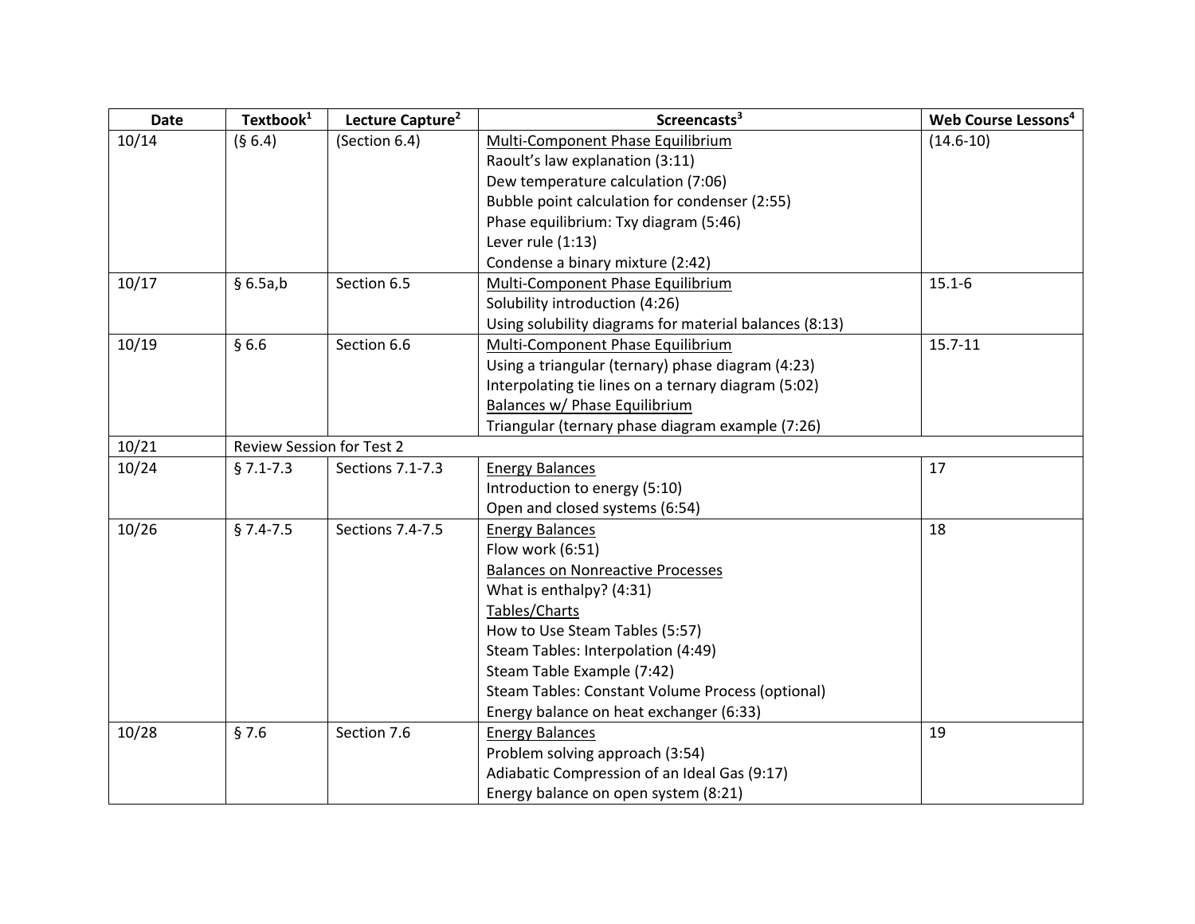| Date | Textbook[1] | Lecture Capture[2] | Screencasts[3] | Web Course Lessons[4] |
|---|---|---|---|---|
| 10/14 | (§ 6.4) | (Section 6.4) | Multi-Component Phase Equilibrium<br>Raoult's law explanation (3:11)<br>Dew temperature calculation (7:06)<br>Bubble point calculation for condenser (2:55)<br>Phase equilibrium: Txy diagram (5:46)<br>Lever rule (1:13)<br>Condense a binary mixture (2:42) | (14.6-10) |
| 10/17 | § 6.5a,b | Section 6.5 | Multi-Component Phase Equilibrium<br>Solubility introduction (4:26)<br>Using solubility diagrams for material balances (8:13) | 15.1-6 |
| 10/19 | § 6.6 | Section 6.6 | Multi-Component Phase Equilibrium<br>Using a triangular (ternary) phase diagram (4:23)<br>Interpolating tie lines on a ternary diagram (5:02)<br>Balances w/ Phase Equilibrium<br>Triangular (ternary phase diagram example (7:26) | 15.7-11 |
| 10/21 | Review Session for Test 2 | | | |
| 10/24 | § 7.1-7.3 | Sections 7.1-7.3 | Energy Balances<br>Introduction to energy (5:10)<br>Open and closed systems (6:54) | 17 |
| 10/26 | § 7.4-7.5 | Sections 7.4-7.5 | Energy Balances<br>Flow work (6:51)<br>Balances on Nonreactive Processes<br>What is enthalpy? (4:31)<br>Tables/Charts<br>How to Use Steam Tables (5:57)<br>Steam Tables: Interpolation (4:49)<br>Steam Table Example (7:42)<br>Steam Tables: Constant Volume Process (optional)<br>Energy balance on heat exchanger (6:33) | 18 |
| 10/28 | § 7.6 | Section 7.6 | Energy Balances<br>Problem solving approach (3:54)<br>Adiabatic Compression of an Ideal Gas (9:17)<br>Energy balance on open system (8:21) | 19 |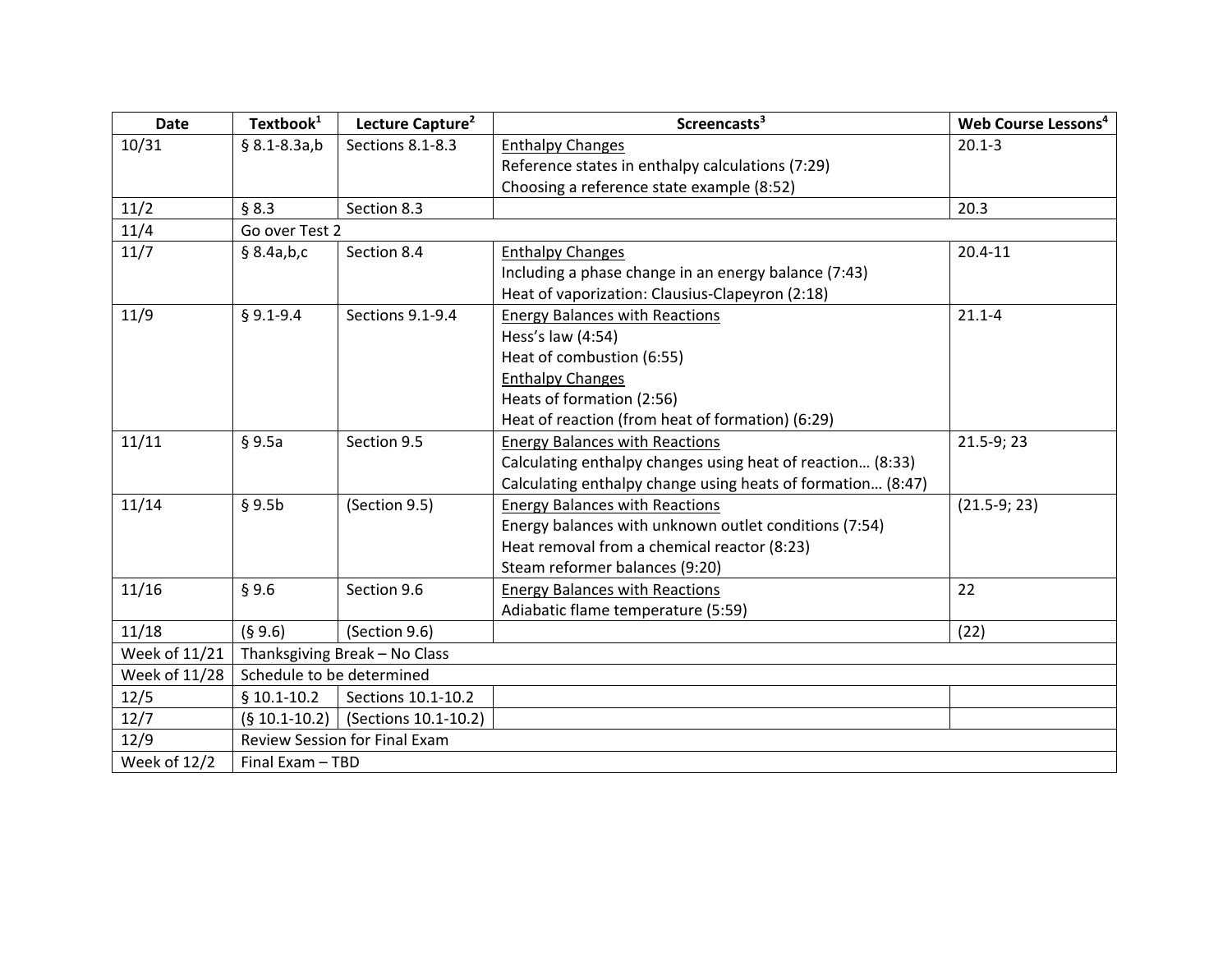| Date | Textbook[1] | Lecture Capture[2] | Screencasts[3] | Web Course Lessons[4] |
| --- | --- | --- | --- | --- |
| 10/31 | § 8.1-8.3a,b | Sections 8.1-8.3 | Enthalpy Changes<br>Reference states in enthalpy calculations (7:29)<br>Choosing a reference state example (8:52) | 20.1-3 |
| 11/2 | § 8.3 | Section 8.3 | | 20.3 |
| 11/4 | Go over Test 2 | | | |
| 11/7 | § 8.4a,b,c | Section 8.4 | Enthalpy Changes<br>Including a phase change in an energy balance (7:43)<br>Heat of vaporization: Clausius-Clapeyron (2:18) | 20.4-11 |
| 11/9 | § 9.1-9.4 | Sections 9.1-9.4 | Energy Balances with Reactions<br>Hess's law (4:54)<br>Heat of combustion (6:55)<br>Enthalpy Changes<br>Heats of formation (2:56)<br>Heat of reaction (from heat of formation) (6:29) | 21.1-4 |
| 11/11 | § 9.5a | Section 9.5 | Energy Balances with Reactions<br>Calculating enthalpy changes using heat of reaction… (8:33)<br>Calculating enthalpy change using heats of formation… (8:47) | 21.5-9; 23 |
| 11/14 | § 9.5b | (Section 9.5) | Energy Balances with Reactions<br>Energy balances with unknown outlet conditions (7:54)<br>Heat removal from a chemical reactor (8:23)<br>Steam reformer balances (9:20) | (21.5-9; 23) |
| 11/16 | § 9.6 | Section 9.6 | Energy Balances with Reactions<br>Adiabatic flame temperature (5:59) | 22 |
| 11/18 | (§ 9.6) | (Section 9.6) | | (22) |
| Week of 11/21 | Thanksgiving Break – No Class | | | |
| Week of 11/28 | Schedule to be determined | | | |
| 12/5 | § 10.1-10.2 | Sections 10.1-10.2 | | |
| 12/7 | (§ 10.1-10.2) | (Sections 10.1-10.2) | | |
| 12/9 | Review Session for Final Exam | | | |
| Week of 12/2 | Final Exam – TBD | | | |